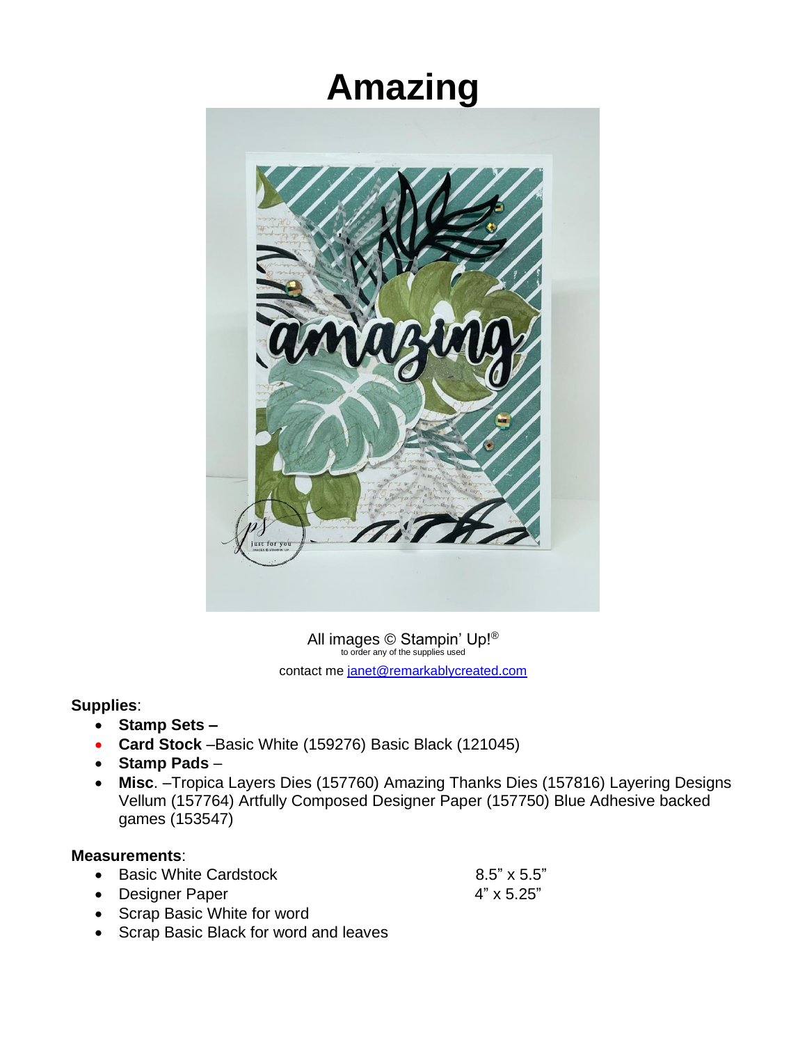# Amazing

All images © Stampin' Up!®
to order any of the supplies used

contact me janet@remarkablycreated.com

**Supplies**:

- **Stamp Sets –**
- **Card Stock** –Basic White (159276) Basic Black (121045)
- **Stamp Pads** –
- **Misc**. –Tropica Layers Dies (157760) Amazing Thanks Dies (157816) Layering Designs Vellum (157764) Artfully Composed Designer Paper (157750) Blue Adhesive backed games (153547)

**Measurements**:

- Basic White Cardstock 8.5" x 5.5"
- Designer Paper 4" x 5.25"
- Scrap Basic White for word
- Scrap Basic Black for word and leaves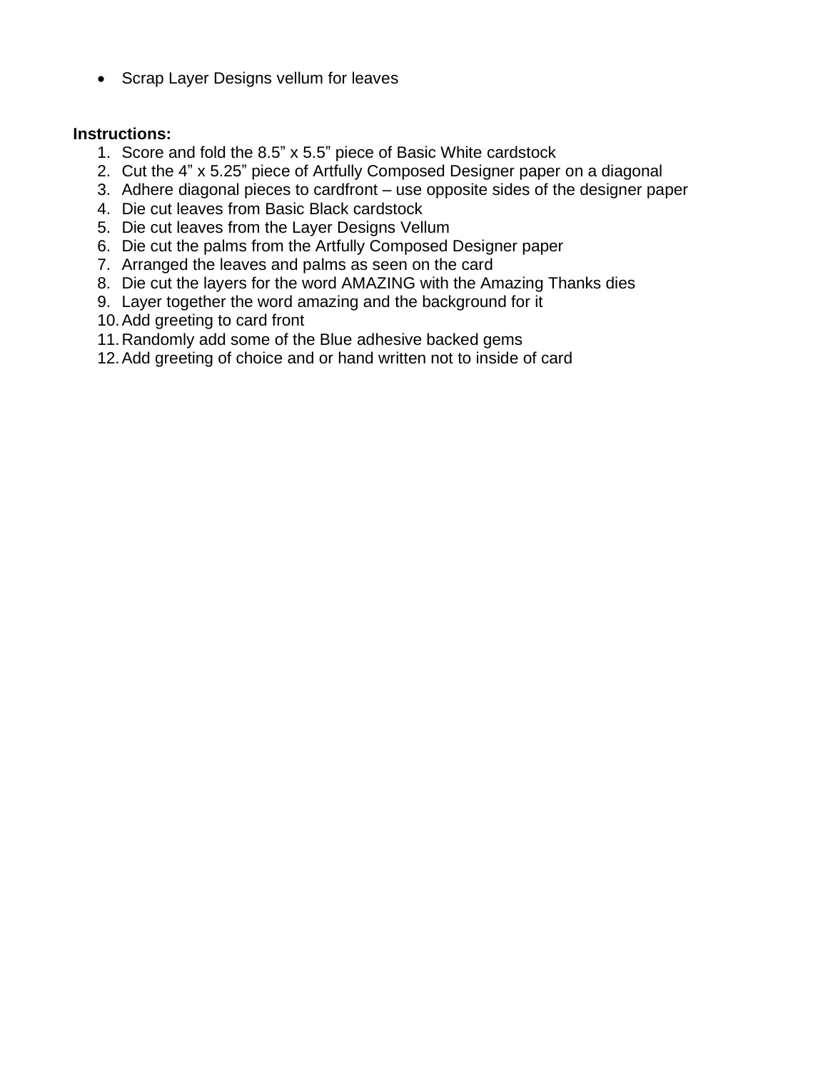- Scrap Layer Designs vellum for leaves

**Instructions:**

1. Score and fold the 8.5” x 5.5” piece of Basic White cardstock
2. Cut the 4” x 5.25” piece of Artfully Composed Designer paper on a diagonal
3. Adhere diagonal pieces to cardfront – use opposite sides of the designer paper
4. Die cut leaves from Basic Black cardstock
5. Die cut leaves from the Layer Designs Vellum
6. Die cut the palms from the Artfully Composed Designer paper
7. Arranged the leaves and palms as seen on the card
8. Die cut the layers for the word AMAZING with the Amazing Thanks dies
9. Layer together the word amazing and the background for it
10. Add greeting to card front
11. Randomly add some of the Blue adhesive backed gems
12. Add greeting of choice and or hand written not to inside of card